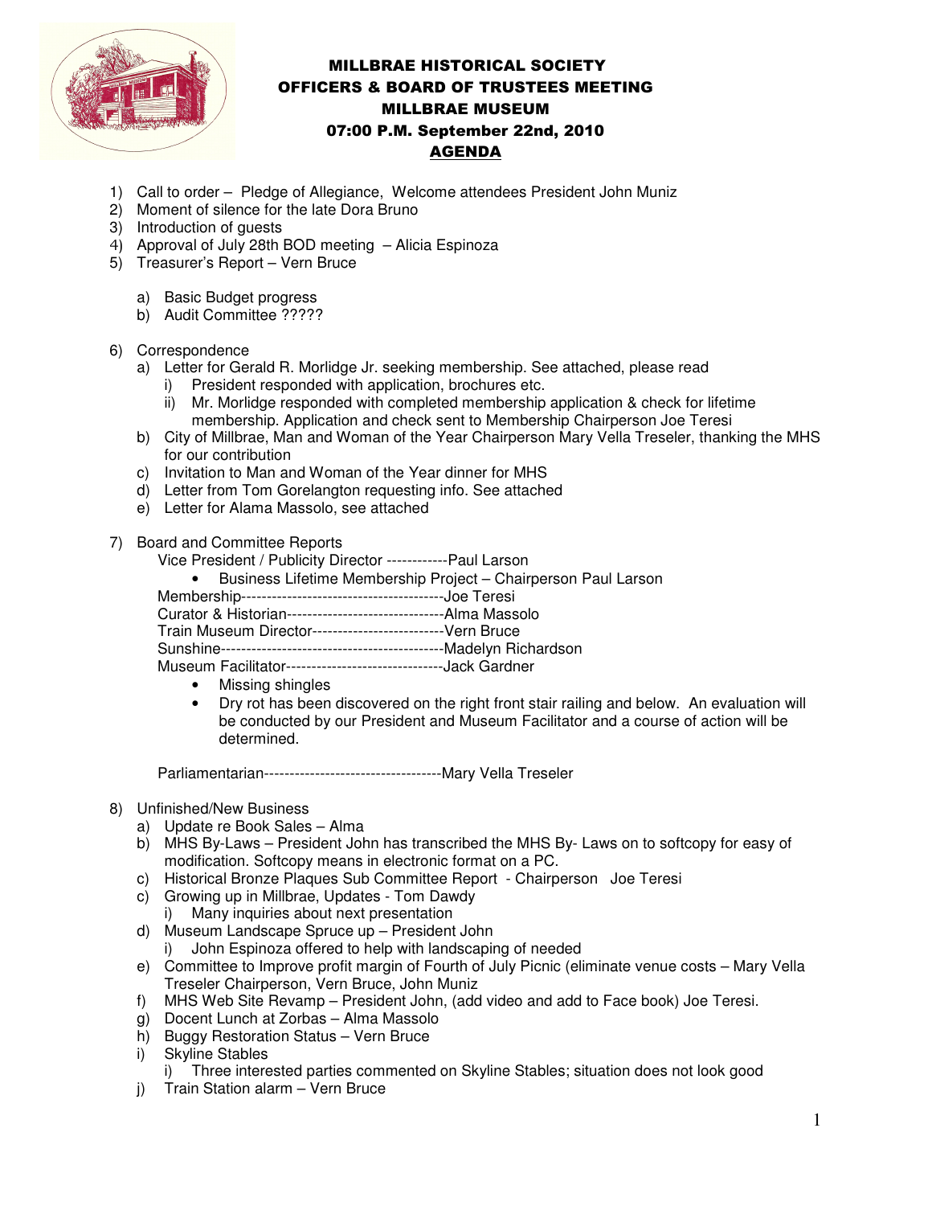# MILLBRAE HISTORICAL SOCIETY
## OFFICERS & BOARD OF TRUSTEES MEETING
## MILLBRAE MUSEUM
## 07:00 P.M. September 22nd, 2010
## AGENDA

1) Call to order – Pledge of Allegiance, Welcome attendees President John Muniz
2) Moment of silence for the late Dora Bruno
3) Introduction of guests
4) Approval of July 28th BOD meeting – Alicia Espinoza
5) Treasurer's Report – Vern Bruce
   a) Basic Budget progress
   b) Audit Committee ?????
6) Correspondence
   a) Letter for Gerald R. Morlidge Jr. seeking membership. See attached, please read
      i) President responded with application, brochures etc.
      ii) Mr. Morlidge responded with completed membership application & check for lifetime membership. Application and check sent to Membership Chairperson Joe Teresi
   b) City of Millbrae, Man and Woman of the Year Chairperson Mary Vella Treseler, thanking the MHS for our contribution
   c) Invitation to Man and Woman of the Year dinner for MHS
   d) Letter from Tom Gorelangton requesting info. See attached
   e) Letter for Alama Massolo, see attached
7) Board and Committee Reports

   Vice President / Publicity Director ------------Paul Larson
   - Business Lifetime Membership Project – Chairperson Paul Larson

   Membership----------------------------------------Joe Teresi
   Curator & Historian-------------------------------Alma Massolo
   Train Museum Director--------------------------Vern Bruce
   Sunshine--------------------------------------------Madelyn Richardson
   Museum Facilitator-------------------------------Jack Gardner
   - Missing shingles
   - Dry rot has been discovered on the right front stair railing and below. An evaluation will be conducted by our President and Museum Facilitator and a course of action will be determined.

   Parliamentarian-----------------------------------Mary Vella Treseler

8) Unfinished/New Business
   a) Update re Book Sales – Alma
   b) MHS By-Laws – President John has transcribed the MHS By- Laws on to softcopy for easy of modification. Softcopy means in electronic format on a PC.
   c) Historical Bronze Plaques Sub Committee Report - Chairperson Joe Teresi
   c) Growing up in Millbrae, Updates - Tom Dawdy
      i) Many inquiries about next presentation
   d) Museum Landscape Spruce up – President John
      i) John Espinoza offered to help with landscaping of needed
   e) Committee to Improve profit margin of Fourth of July Picnic (eliminate venue costs – Mary Vella Treseler Chairperson, Vern Bruce, John Muniz
   f) MHS Web Site Revamp – President John, (add video and add to Face book) Joe Teresi.
   g) Docent Lunch at Zorbas – Alma Massolo
   h) Buggy Restoration Status – Vern Bruce
   i) Skyline Stables
      i) Three interested parties commented on Skyline Stables; situation does not look good
   j) Train Station alarm – Vern Bruce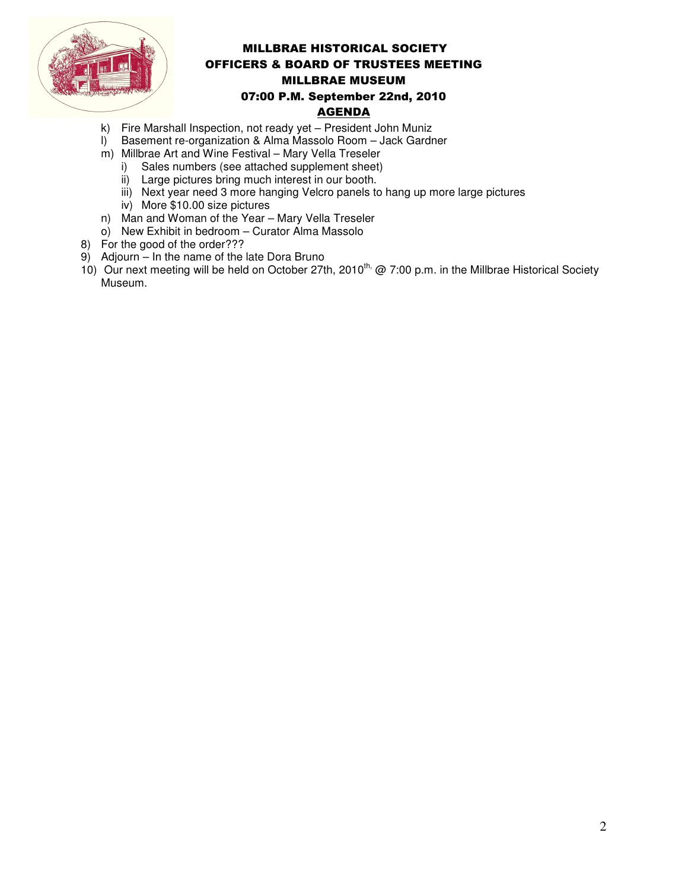**MILLBRAE HISTORICAL SOCIETY**
**OFFICERS & BOARD OF TRUSTEES MEETING**
**MILLBRAE MUSEUM**
**07:00 P.M. September 22nd, 2010**
**AGENDA**

k) Fire Marshall Inspection, not ready yet – President John Muniz
l) Basement re-organization & Alma Massolo Room – Jack Gardner
m) Millbrae Art and Wine Festival – Mary Vella Treseler
   i) Sales numbers (see attached supplement sheet)
   ii) Large pictures bring much interest in our booth.
   iii) Next year need 3 more hanging Velcro panels to hang up more large pictures
   iv) More $10.00 size pictures
n) Man and Woman of the Year – Mary Vella Treseler
o) New Exhibit in bedroom – Curator Alma Massolo

8) For the good of the order???
9) Adjourn – In the name of the late Dora Bruno
10) Our next meeting will be held on October 27th, 2010th, @ 7:00 p.m. in the Millbrae Historical Society Museum.